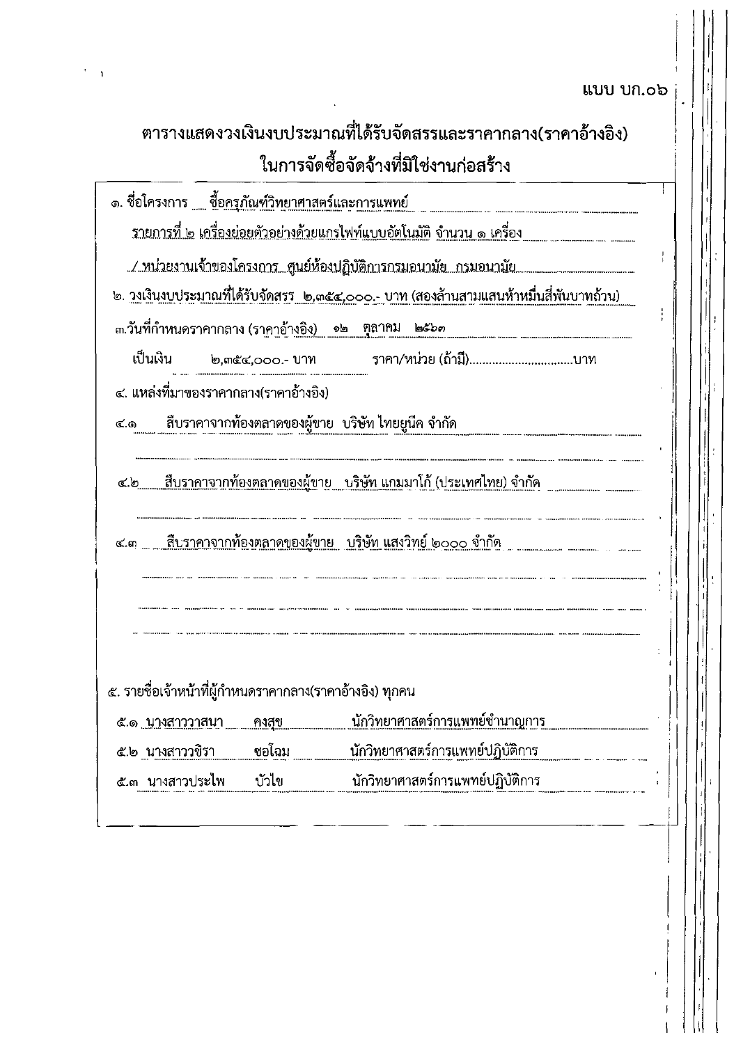แบบ บก.๐๖

# ตารางแสดงวงเงินงบประมาณที่ได้รับจัดสรรและราคากลาง(ราคาอ้างอิง) ในการจัดซื้อจัดจ้างที่มิใช่งานก่อสร้าง

๑. ชื่อโครงการ ซื้อครุภัณฑ์วิทยาศาสตร์และการแพทย์

รายการที่ ๒ เครื่องย่อยตัวอย่างด้วยแกรไฟท์แบบอัตโนมัติ จำนวน ๑ เครื่อง

/ หน่วยงานเจ้าของโครงการ ศูนย์ห้องปฏิบัติการกรมอนามัย กรมอนามัย

๒. วงเงินงบประมาณที่ได้รับจัดสรร ๒,๓๕๔,๐๐๐.- บาท (สองล้านสามแสนห้าหมื่นสี่พันบาทถ้วน)

๓.วันที่กำหนดราคากลาง (ราคาอ้างอิง) ๑๒ ตุลาคม ๒๕๖๓

เป็นเงิน ๒,๓๕๔,๐๐๐.- บาท ราคา/หน่วย (ถ้ามี)..............................บาท

๔. แหล่งที่มาของราคากลาง(ราคาอ้างอิง)

๔.๑ สืบราคาจากท้องตลาดของผู้ขาย บริษัท ไทยยูนีค จำกัด

๔.๒ สืบราคาจากท้องตลาดของผู้ขาย บริษัท แกมมาโก้ (ประเทศไทย) จำกัด

๔.๓ สืบราคาจากท้องตลาดของผู้ขาย บริษัท แสงวิทย์ ๒๐๐๐ จำกัด

๕. รายชื่อเจ้าหน้าที่ผู้กำหนดราคากลาง(ราคาอ้างอิง) ทุกคน

๕.๑ นางสาววาสนา คงสุข นักวิทยาศาสตร์การแพทย์ชำนาญการ

๕.๒ นางสาววชิรา ชอโฉม นักวิทยาศาสตร์การแพทย์ปฏิบัติการ

๕.๓ นางสาวประไพ บัวไข นักวิทยาศาสตร์การแพทย์ปฏิบัติการ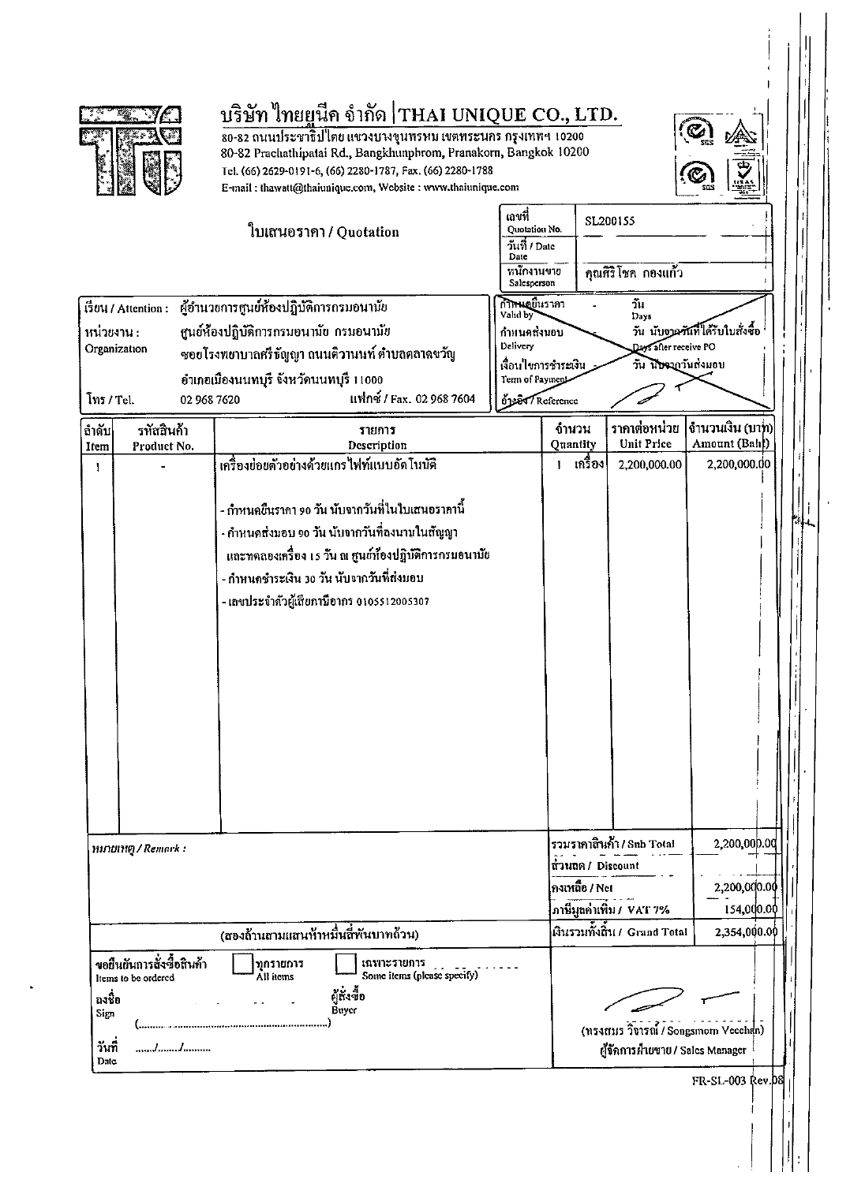# บริษัท ไทยยูนีค จำกัด | THAI UNIQUE CO., LTD.

80-82 ถนนประชาธิปไตย แขวงบางขุนพรหม เขตพระนคร กรุงเทพฯ 10200
80-82 Prachathipatai Rd., Bangkhunphrom, Pranakorn, Bangkok 10200
Tel. (66) 2629-0191-6, (66) 2280-1787, Fax. (66) 2280-1788
E-mail : thawatt@thaiunique.com, Website : www.thaiunique.com

## ใบเสนอราคา / Quotation

| | |
|---|---|
| เลขที่ / Quotation No. | SL200155 |
| วันที่ / Date | |
| พนักงานขาย / Salesperson | คุณศิริโชค กองแก้ว |

| | |
|---|---|
| เรียน / Attention : | ผู้อำนวยการศูนย์ห้องปฏิบัติการกรมอนามัย |
| หน่วยงาน : Organization | ศูนย์ห้องปฏิบัติการกรมอนามัย กรมอนามัย ซอยโรงพยาบาลศรีธัญญา ถนนติวานนท์ ตำบลตลาดขวัญ อำเภอเมืองนนทบุรี จังหวัดนนทบุรี 11000 |
| โทร / Tel. | 02 968 7620 แฟกซ์ / Fax. 02 968 7604 |

| | |
|---|---|
| กำหนดยืนราคา / Valid by | - วัน / Days |
| กำหนดส่งมอบ / Delivery | - วัน นับจากวันที่ได้รับใบสั่งซื้อ / Days after receive PO |
| เงื่อนไขการชำระเงิน / Term of Payment | - วัน นับจากวันส่งมอบ |
| อ้างอิง / Reference | |

| ลำดับ Item | รหัสสินค้า Product No. | รายการ Description | จำนวน Quantity | ราคาต่อหน่วย Unit Price | จำนวนเงิน (บาท) Amount (Baht) |
|---|---|---|---|---|---|
| 1 | - | เครื่องย่อยตัวอย่างด้วยแกรไฟท์แบบอัตโนมัติ | 1 เครื่อง | 2,200,000.00 | 2,200,000.00 |
| | | - กำหนดยืนราคา 90 วัน นับจากวันที่ในใบเสนอราคานี้ | | | |
| | | - กำหนดส่งมอบ 90 วัน นับจากวันที่ลงนามในสัญญา และทดลองเครื่อง 15 วัน ณ ศูนย์ห้องปฏิบัติการกรมอนามัย | | | |
| | | - กำหนดชำระเงิน 30 วัน นับจากวันที่ส่งมอบ | | | |
| | | - เลขประจำตัวผู้เสียภาษีอากร 0105512005307 | | | |

*หมายเหตุ / Remark :*

| | |
|---|---|
| รวมราคาสินค้า / Sub Total | 2,200,000.00 |
| ส่วนลด / Discount | |
| คงเหลือ / Net | 2,200,000.00 |
| ภาษีมูลค่าเพิ่ม / VAT 7% | 154,000.00 |
| เงินรวมทั้งสิ้น / Grand Total | 2,354,000.00 |

(สองล้านสามแสนห้าหมื่นสี่พันบาทถ้วน)

ขอยืนยันการสั่งซื้อสินค้า / Items to be ordered ☐ ทุกรายการ / All items ☐ เฉพาะรายการ / Some items (please specify) ..........

ลงชื่อ / Sign ............ ผู้สั่งซื้อ / Buyer
(..........................................)
วันที่ / Date ....../....../........

(ทรงสมร วิจารณ์ / Songsmorn Vecchan)
ผู้จัดการฝ่ายขาย / Sales Manager

FR-SL-003 Rev.08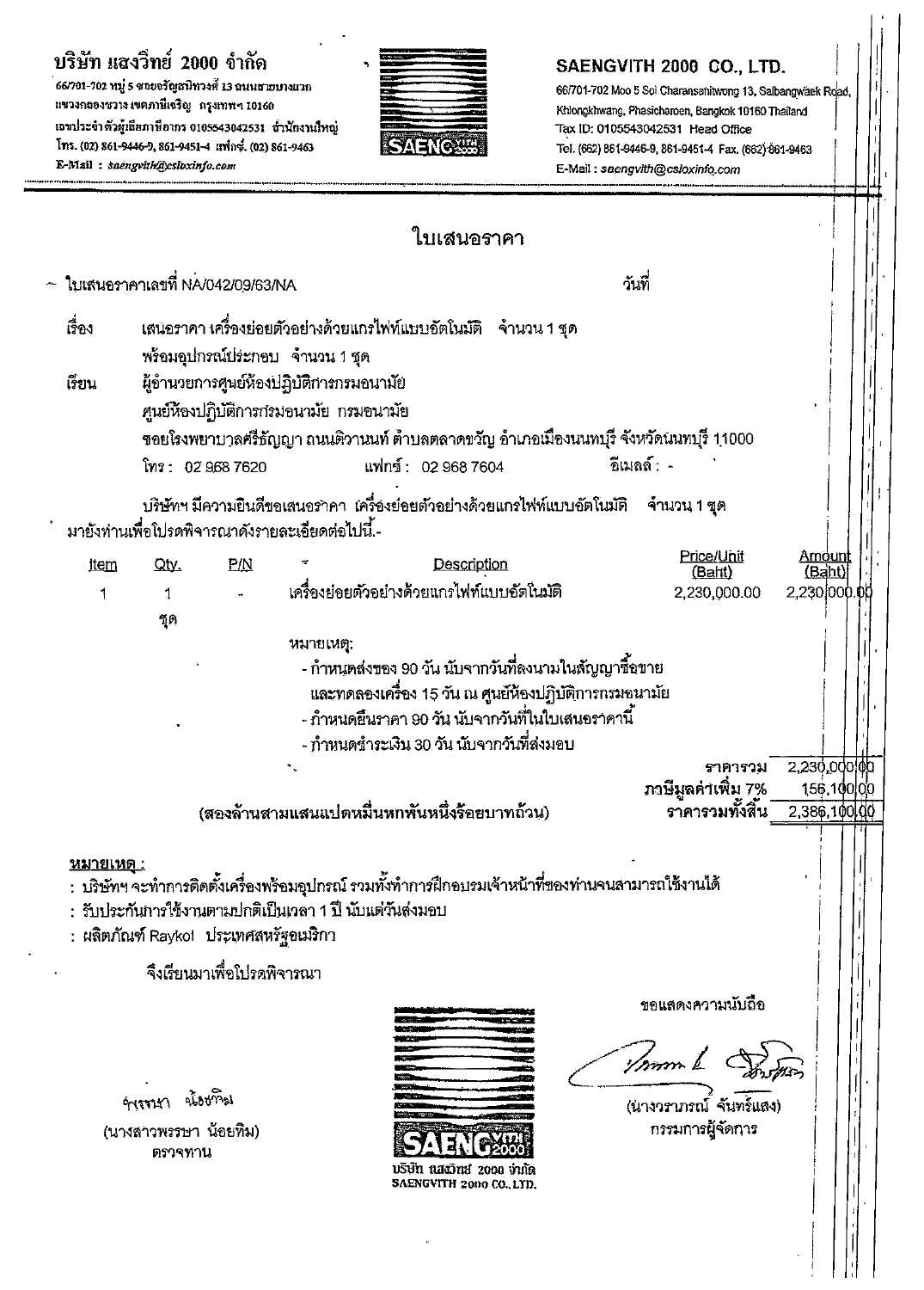**บริษัท แสงวิทย์ 2000 จำกัด**

66/701-702 หมู่ 5 ซอยจรัญสนิทวงศ์ 13 ถนนสายบางแวก แขวงคลองขวาง เขตภาษีเจริญ กรุงเทพฯ 10160
เลขประจำตัวผู้เสียภาษีอากร 0105543042531 สำนักงานใหญ่
โทร. (02) 861-9446-9, 861-9451-4 แฟกซ์. (02) 861-9463
E-Mail : saengvith@csloxinfo.com

**SAENGVITH 2000 CO., LTD.**

66/701-702 Moo 5 Soi Charansanitwong 13, Saibangwaek Road, Khlongkhwang, Phasicharoen, Bangkok 10160 Thailand
Tax ID: 0105543042531 Head Office
Tel. (662) 861-9446-9, 861-9451-4 Fax. (662) 861-9463
E-Mail : saengvith@csloxinfo.com

# ใบเสนอราคา

ใบเสนอราคาเลขที่ NA/042/09/63/NA วันที่

เรื่อง เสนอราคา เครื่องย่อยตัวอย่างด้วยแกรไฟท์แบบอัตโนมัติ จำนวน 1 ชุด
พร้อมอุปกรณ์ประกอบ จำนวน 1 ชุด

เรียน ผู้อำนวยการศูนย์ห้องปฏิบัติการกรมอนามัย
ศูนย์ห้องปฏิบัติการกรมอนามัย กรมอนามัย
ซอยโรงพยาบาลศรีธัญญา ถนนติวานนท์ ตำบลตลาดขวัญ อำเภอเมืองนนทบุรี จังหวัดนนทบุรี 11000
โทร : 02 968 7620 แฟกซ์ : 02 968 7604 อีเมลล์ : -

บริษัทฯ มีความยินดีขอเสนอราคา เครื่องย่อยตัวอย่างด้วยแกรไฟท์แบบอัตโนมัติ จำนวน 1 ชุด มายังท่านเพื่อโปรดพิจารณาดังรายละเอียดต่อไปนี้.-

| Item | Qty. | P/N | Description | Price/Unit (Baht) | Amount (Baht) |
|---|---|---|---|---|---|
| 1 | 1 ชุด | - | เครื่องย่อยตัวอย่างด้วยแกรไฟท์แบบอัตโนมัติ | 2,230,000.00 | 2,230,000.00 |

หมายเหตุ:
- กำหนดส่งของ 90 วัน นับจากวันที่ลงนามในสัญญาซื้อขาย และทดลองเครื่อง 15 วัน ณ ศูนย์ห้องปฏิบัติการกรมอนามัย
- กำหนดยืนราคา 90 วัน นับจากวันที่ในใบเสนอราคานี้
- กำหนดชำระเงิน 30 วัน นับจากวันที่ส่งมอบ

| | |
|---|---|
| ราคารวม | 2,230,000.00 |
| ภาษีมูลค่าเพิ่ม 7% | 156,100.00 |
| ราคารวมทั้งสิ้น | 2,386,100.00 |

(สองล้านสามแสนแปดหมื่นหกพันหนึ่งร้อยบาทถ้วน)

**หมายเหตุ :**

: บริษัทฯ จะทำการติดตั้งเครื่องพร้อมอุปกรณ์ รวมทั้งทำการฝึกอบรมเจ้าหน้าที่ของท่านจนสามารถใช้งานได้
: รับประกันการใช้งานตามปกติเป็นเวลา 1 ปี นับแต่วันส่งมอบ
: ผลิตภัณฑ์ Raykol ประเทศสหรัฐอเมริกา

จึงเรียนมาเพื่อโปรดพิจารณา

ขอแสดงความนับถือ

(นางวราภรณ์ จันทร์แสง)
กรรมการผู้จัดการ

(นางสาวพรรษา น้อยทิม)
ตรวจทาน

บริษัท แสงวิทย์ 2000 จำกัด
SAENGVITH 2000 CO., LTD.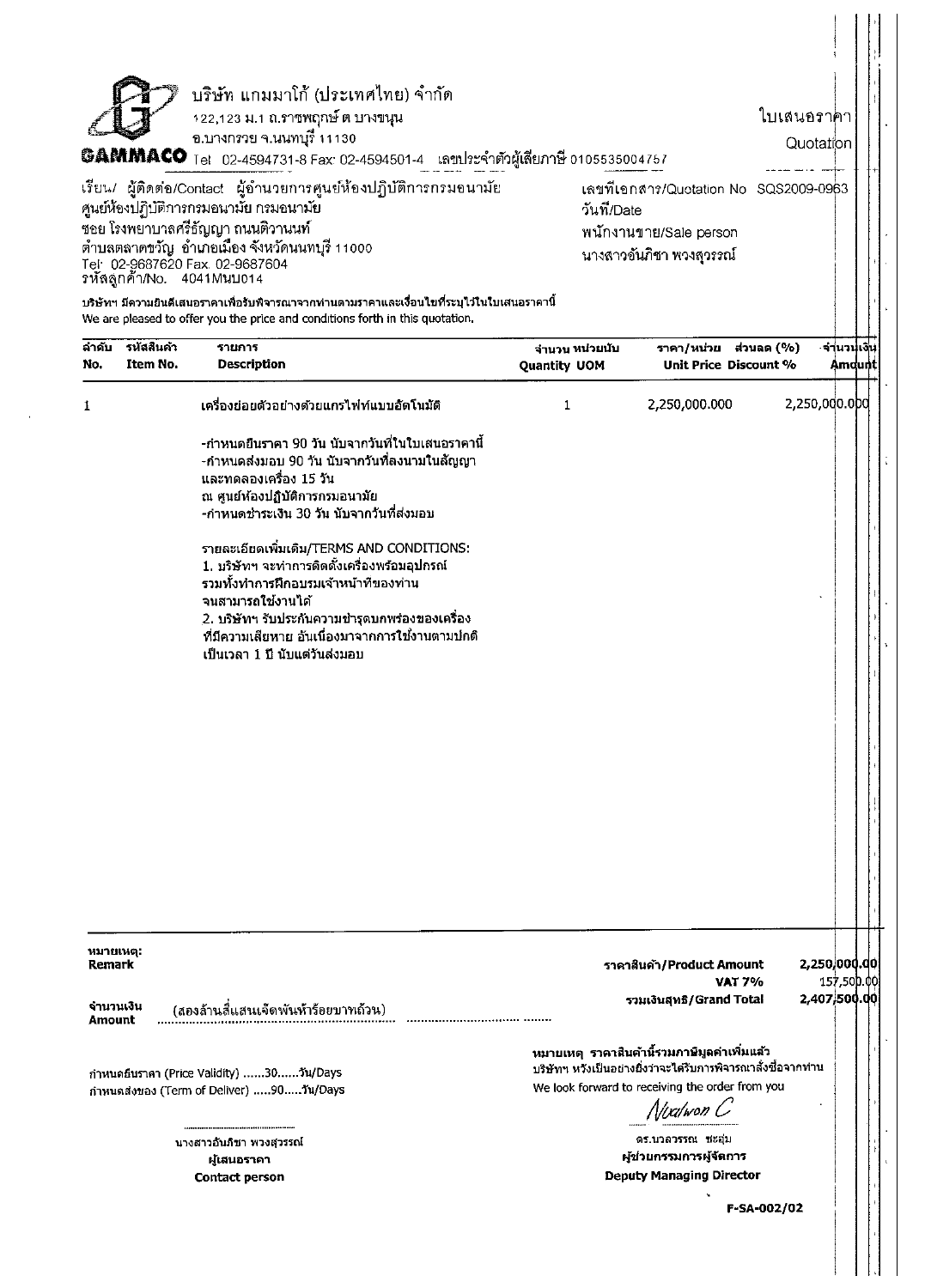บริษัท แกมมาโก้ (ประเทศไทย) จำกัด
122,123 ม.1 ถ.ราชพฤกษ์ ต.บางขนุน
อ.บางกรวย จ.นนทบุรี 11130
**GAMMACO** Tel 02-4594731-8 Fax 02-4594501-4 เลขประจำตัวผู้เสียภาษี 0105535004757

# ใบเสนอราคา
# Quotation

เรียน/ ผู้ติดต่อ/Contact ผู้อำนวยการศูนย์ห้องปฏิบัติการกรมอนามัย
ศูนย์ห้องปฏิบัติการกรมอนามัย กรมอนามัย
ซอย โรงพยาบาลศรีธัญญา ถนนติวานนท์
ตำบลตลาดขวัญ อำเภอเมือง จังหวัดนนทบุรี 11000
Tel 02-9687620 Fax 02-9687604
รหัสลูกค้า/No. 4041MนบU014

เลขที่เอกสาร/Quotation No SQS2009-0963
วันที่/Date
พนักงานขาย/Sale person
นางสาวอันภิชา พวงสุวรรณ์

บริษัทฯ มีความยินดีเสนอราคาเพื่อรับพิจารณาจากท่านตามราคาและเงื่อนไขที่ระบุไว้ในใบเสนอราคานี้
We are pleased to offer you the price and conditions forth in this quotation.

| ลำดับ No. | รหัสสินค้า Item No. | รายการ Description | จำนวน Quantity | หน่วยนับ UOM | ราคา/หน่วย Unit Price | ส่วนลด (%) Discount % | จำนวนเงิน Amount |
|---|---|---|---|---|---|---|---|
| 1 | | เครื่องย่อยตัวอย่างด้วยแกรไฟท์แบบอัตโนมัติ | 1 | | 2,250,000.000 | | 2,250,000.000 |

-กำหนดยืนราคา 90 วัน นับจากวันที่ในใบเสนอราคานี้
-กำหนดส่งมอบ 90 วัน นับจากวันที่ลงนามในสัญญา และทดลองเครื่อง 15 วัน ณ ศูนย์ห้องปฏิบัติการกรมอนามัย
-กำหนดชำระเงิน 30 วัน นับจากวันที่ส่งมอบ

รายละเอียดเพิ่มเติม/TERMS AND CONDITIONS:
1. บริษัทฯ จะทำการติดตั้งเครื่องพร้อมอุปกรณ์ รวมทั้งทำการฝึกอบรมเจ้าหน้าที่ของท่าน จนสามารถใช้งานได้
2. บริษัทฯ รับประกันความชำรุดบกพร่องของเครื่อง ที่มีความเสียหาย อันเนื่องมาจากการใช้งานตามปกติ เป็นเวลา 1 ปี นับแต่วันส่งมอบ

หมายเหตุ:
**Remark**

| | |
|---|---|
| ราคาสินค้า/Product Amount | 2,250,000.00 |
| VAT 7% | 157,500.00 |
| รวมเงินสุทธิ/Grand Total | 2,407,500.00 |

**จำนวนเงิน Amount** (สองล้านสี่แสนเจ็ดพันห้าร้อยบาทถ้วน)

**หมายเหตุ ราคาสินค้านี้รวมภาษีมูลค่าเพิ่มแล้ว**
บริษัทฯ หวังเป็นอย่างยิ่งว่าจะได้รับการพิจารณาสั่งซื้อจากท่าน
We look forward to receiving the order from you

กำหนดยืนราคา (Price Validity) ......30......วัน/Days
กำหนดส่งของ (Term of Deliver) .....90.....วัน/Days

นางสาวอันภิชา พวงสุวรรณ์
**ผู้เสนอราคา**
**Contact person**

Nualwon C
ดร.นวลวรรณ ชะอุ่ม
**ผู้ช่วยกรรมการผู้จัดการ**
**Deputy Managing Director**

**F-SA-002/02**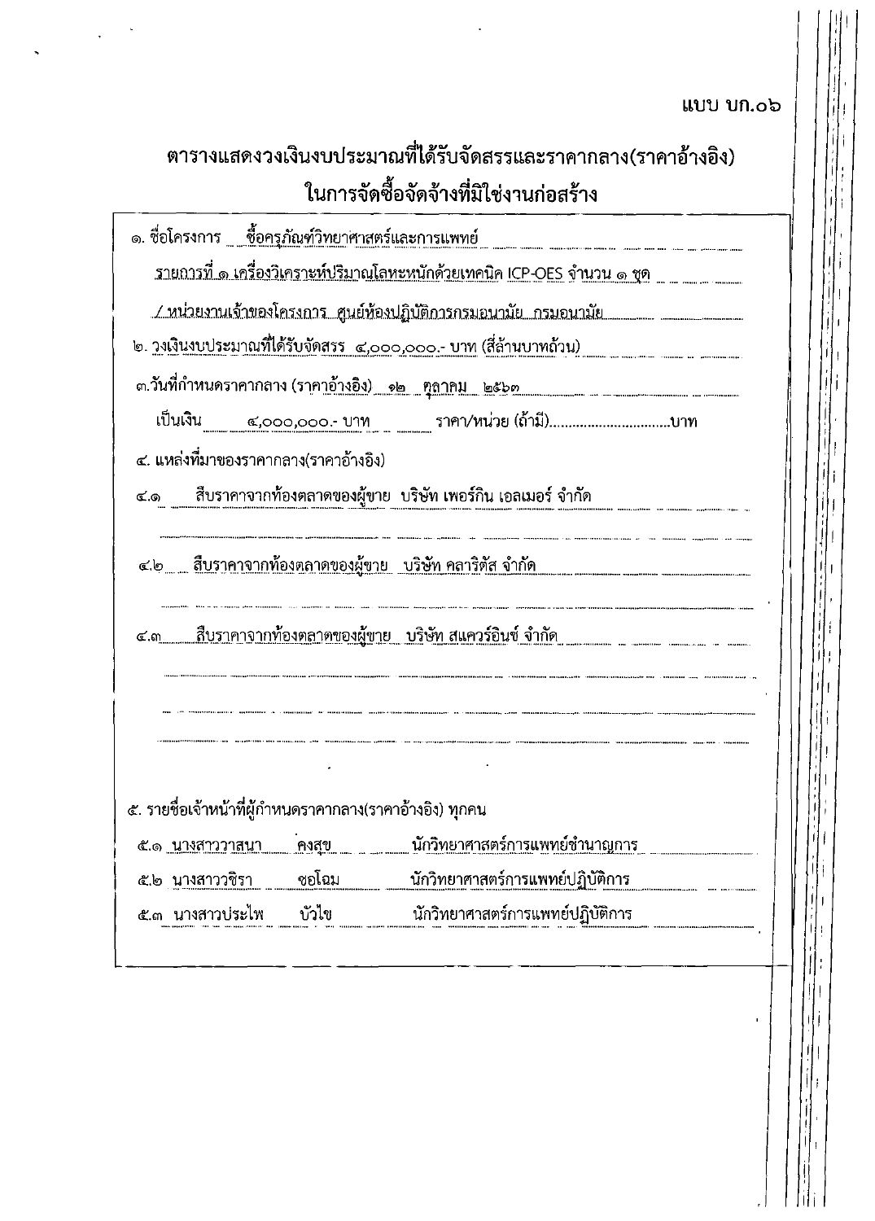แบบ บก.๐๖

# ตารางแสดงวงเงินงบประมาณที่ได้รับจัดสรรและราคากลาง(ราคาอ้างอิง) ในการจัดซื้อจัดจ้างที่มิใช่งานก่อสร้าง

๑. ชื่อโครงการ ซื้อครุภัณฑ์วิทยาศาสตร์และการแพทย์

รายการที่ ๑ เครื่องวิเคราะห์ปริมาณโลหะหนักด้วยเทคนิค ICP-OES จำนวน ๑ ชุด

/ หน่วยงานเจ้าของโครงการ ศูนย์ห้องปฏิบัติการกรมอนามัย กรมอนามัย

๒. วงเงินงบประมาณที่ได้รับจัดสรร ๔,๐๐๐,๐๐๐.- บาท (สี่ล้านบาทถ้วน)

๓.วันที่กำหนดราคากลาง (ราคาอ้างอิง) ๑๒ ตุลาคม ๒๕๖๓

เป็นเงิน ๔,๐๐๐,๐๐๐.- บาท ราคา/หน่วย (ถ้ามี)..............................บาท

๔. แหล่งที่มาของราคากลาง(ราคาอ้างอิง)

๔.๑ สืบราคาจากท้องตลาดของผู้ขาย บริษัท เพอร์กิน เอลเมอร์ จำกัด

๔.๒ สืบราคาจากท้องตลาดของผู้ขาย บริษัท คลาริตัส จำกัด

๔.๓ สืบราคาจากท้องตลาดของผู้ขาย บริษัท สแควร์อินช์ จำกัด

๕. รายชื่อเจ้าหน้าที่ผู้กำหนดราคากลาง(ราคาอ้างอิง) ทุกคน

๕.๑ นางสาววาสนา คงสุข นักวิทยาศาสตร์การแพทย์ชำนาญการ

๕.๒ นางสาวชิรา ชอโฉม นักวิทยาศาสตร์การแพทย์ปฏิบัติการ

๕.๓ นางสาวประไพ บัวไข นักวิทยาศาสตร์การแพทย์ปฏิบัติการ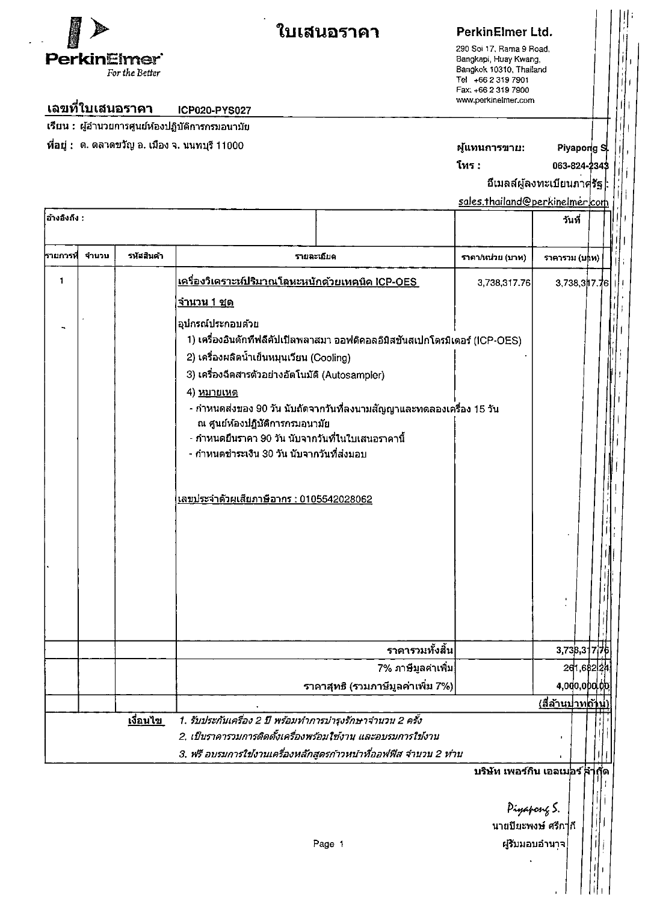**PerkinElmer**
*For the Better*

# ใบเสนอราคา

**PerkinElmer Ltd.**
290 Soi 17, Rama 9 Road,
Bangkapi, Huay Kwang,
Bangkok 10310, Thailand
Tel +66 2 319 7901
Fax: +66 2 319 7900
www.perkinelmer.com

**เลขที่ใบเสนอราคา** ICP020-PYS027

เรียน : ผู้อำนวยการศูนย์ห้องปฏิบัติการกรมอนามัย

ที่อยู่ : ต. ตลาดขวัญ อ. เมือง จ. นนทบุรี 11000

ผู้แทนการขาย: Piyapong S.
โทร : 063-824-2343
อีเมลล์ผู้ลงทะเบียนภาครัฐ :
sales.thailand@perkinelmer.com

| อ้างอิงถึง : | | | | | วันที่ |
|---|---|---|---|---|---|
| **รายการที่** | **จำนวน** | **รหัสสินค้า** | **รายละเอียด** | **ราคา/หน่วย (บาท)** | **ราคารวม (บาท)** |
| 1 | | | เครื่องวิเคราะห์ปริมาณโลหะหนักด้วยเทคนิค ICP-OES<br>จำนวน 1 ชุด<br>อุปกรณ์ประกอบด้วย<br>1) เครื่องอินดักทีฟลีคัปเปิลพลาสมา ออฟติคอลอิมิสชันสเปกโตรมิเตอร์ (ICP-OES)<br>2) เครื่องผลิตน้ำเย็นหมุนเวียน (Cooling)<br>3) เครื่องฉีดสารตัวอย่างอัตโนมัติ (Autosampler)<br>4) หมายเหตุ<br>- กำหนดส่งของ 90 วัน นับถัดจากวันที่ลงนามสัญญาและทดลองเครื่อง 15 วัน ณ ศูนย์ห้องปฏิบัติการกรมอนามัย<br>- กำหนดยืนราคา 90 วัน นับจากวันที่ในใบเสนอราคานี้<br>- กำหนดชำระเงิน 30 วัน นับจากวันที่ส่งมอบ<br><br>เลขประจำตัวผู้เสียภาษีอากร : 0105542028062 | 3,738,317.76 | 3,738,317.76 |
| | | | ราคารวมทั้งสิ้น | | 3,738,317.76 |
| | | | 7% ภาษีมูลค่าเพิ่ม | | 261,682.24 |
| | | | ราคาสุทธิ (รวมภาษีมูลค่าเพิ่ม 7%) | | 4,000,000.00 |
| | | | | | (สี่ล้านบาทถ้วน) |

**เงื่อนไข**
*1. รับประกันเครื่อง 2 ปี พร้อมทำการบำรุงรักษาจำนวน 2 ครั้ง*
*2. เป็นราคารวมการติดตั้งเครื่องพร้อมใช้งาน และอบรมการใช้งาน*
*3. ฟรี อบรมการใช้งานเครื่องหลักสูตรก้าวหน้าที่ออฟฟิศ จำนวน 2 ท่าน*

บริษัท เพอร์กิน เอลเมอร์ จำกัด

Piyapong S.
นายปิยะพงษ์ ศรีกาถี
ผู้รับมอบอำนาจ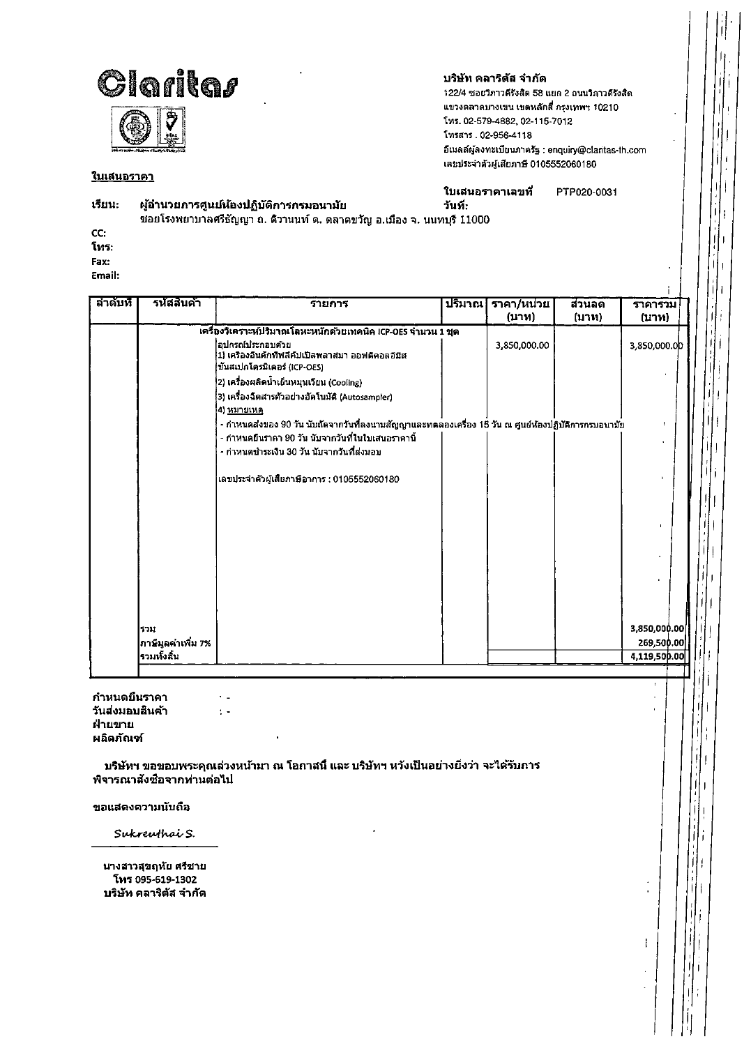**Claritas**

**บริษัท คลาริตัส จำกัด**
122/4 ซอยวิภาวดีรังสิต 58 แยก 2 ถนนวิภาวดีรังสิต
แขวงตลาดบางเขน เขตหลักสี่ กรุงเทพฯ 10210
โทร. 02-579-4882, 02-115-7012
โทรสาร . 02-956-4118
อีเมลล์ผู้ลงทะเบียนภาครัฐ : enquiry@claritas-th.com
เลขประจำตัวผู้เสียภาษี 0105552060180

**ใบเสนอราคา**

**ใบเสนอราคาเลขที่** PTP020-0031
**วันที่:**

**เรียน:** **ผู้อำนวยการศูนย์ห้องปฏิบัติการกรมอนามัย**
ซอยโรงพยาบาลศรีธัญญา ถ. ติวานนท์ ต. ตลาดขวัญ อ.เมือง จ. นนทบุรี 11000

**CC:**
**โทร:**
**Fax:**
**Email:**

| ลำดับที่ | รหัสสินค้า | รายการ | ปริมาณ | ราคา/หน่วย (บาท) | ส่วนลด (บาท) | ราคารวม (บาท) |
|---|---|---|---|---|---|---|
| | | เครื่องวิเคราะห์ปริมาณโลหะหนักด้วยเทคนิค ICP-OES จำนวน 1 ชุด | | | | |
| | | อุปกรณ์ประกอบด้วย<br>1) เครื่องอินดักทีฟลีคัปเปิลพลาสมา ออฟติคอลอีมิส ชันสเปกโตรมิเตอร์ (ICP-OES)<br>2) เครื่องผลิตน้ำเย็นหมุนเวียน (Cooling)<br>3) เครื่องฉีดสารตัวอย่างอัตโนมัติ (Autosampler)<br>4) หมายเหตุ<br>- กำหนดส่งของ 90 วัน นับถัดจากวันที่ลงนามสัญญาและทดลองเครื่อง 15 วัน ณ ศูนย์ห้องปฏิบัติการกรมอนามัย<br>- กำหนดยืนราคา 90 วัน นับจากวันที่ในใบเสนอราคานี้<br>- กำหนดชำระเงิน 30 วัน นับจากวันที่ส่งมอบ<br><br>เลขประจำตัวผู้เสียภาษีอากร : 0105552060180 | | 3,850,000.00 | | 3,850,000.00 |
| | รวม | | | | | 3,850,000.00 |
| | ภาษีมูลค่าเพิ่ม 7% | | | | | 269,500.00 |
| | รวมทั้งสิ้น | | | | | 4,119,500.00 |

**กำหนดยืนราคา** : -
**วันส่งมอบสินค้า** : -
**ฝ่ายขาย**
**ผลิตภัณฑ์**

**บริษัทฯ ขอขอบพระคุณล่วงหน้ามา ณ โอกาสนี้ และ บริษัทฯ หวังเป็นอย่างยิ่งว่า จะได้รับการพิจารณาสั่งซื้อจากท่านต่อไป**

**ขอแสดงความนับถือ**

*Sukreuthai S.*

**นางสาวสุขฤทัย ศรีชาย**
**โทร 095-619-1302**
**บริษัท คลาริตัส จำกัด**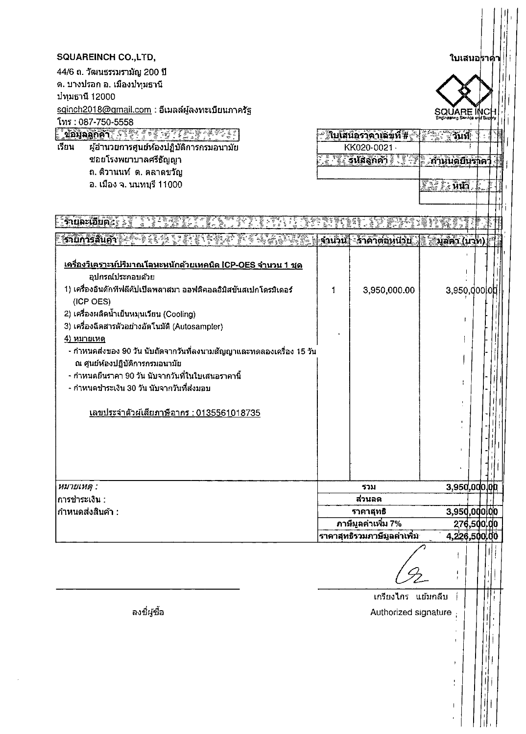**SQUAREINCH CO.,LTD,**

44/6 ถ. วัฒนธรรมรามัญ 200 ปี
ต. บางปรอก อ. เมืองปทุมธานี
ปทุมธานี 12000
sqinch2018@gmail.com : อีเมลล์ผู้ลงทะเบียนภาครัฐ
โทร : 087-750-5558

**ใบเสนอราคา**

SQUARE INCH
Engineering Service and Supply

**ข้อมูลลูกค้า**

เรียน ผู้อำนวยการศูนย์ห้องปฏิบัติการกรมอนามัย
ซอยโรงพยาบาลศรีธัญญา
ถ. ติวานนท์ ต. ตลาดขวัญ
อ. เมือง จ. นนทบุรี 11000

| ใบเสนอราคาเลขที่ # | วันที่ |
|---|---|
| KK020-0021 | |
| **รหัสลูกค้า** | **กำหนดยืนราคา** |
| | |
| | **หน้า** |
| | |

**รายละเอียด :**

| รายการสินค้า | จำนวน | ราคาต่อหน่วย | มูลค่า (บาท) |
|---|---|---|---|
| <u>เครื่องวิเคราะห์ปริมาณโลหะหนักด้วยเทคนิค ICP-OES จำนวน 1 ชุด</u><br>อุปกรณ์ประกอบด้วย<br>1) เครื่องอินดักทีฟลีคัปเปิลพลาสมา ออฟติคอลอิมิสชันสเปกโตรมิเตอร์ (ICP OES)<br>2) เครื่องผลิตน้ำเย็นหมุนเวียน (Cooling)<br>3) เครื่องฉีดสารตัวอย่างอัตโนมัติ (Autosampler)<br><u>4) หมายเหตุ</u><br>- กำหนดส่งของ 90 วัน นับถัดจากวันที่ลงนามสัญญาและทดลองเครื่อง 15 วัน ณ ศูนย์ห้องปฏิบัติการกรมอนามัย<br>- กำหนดยืนราคา 90 วัน นับจากวันที่ในใบเสนอราคานี้<br>- กำหนดชำระเงิน 30 วัน นับจากวันที่ส่งมอบ<br><br><u>เลขประจำตัวผู้เสียภาษีอากร : 0135561018735</u> | 1 | 3,950,000.00 | 3,950,000.00 |

| | | |
|---|---|---|
| *หมายเหตุ :* | **รวม** | **3,950,000.00** |
| การชำระเงิน : | **ส่วนลด** | |
| กำหนดส่งสินค้า : | **ราคาสุทธิ** | **3,950,000.00** |
| | **ภาษีมูลค่าเพิ่ม 7%** | **276,500.00** |
| | **ราคาสุทธิรวมภาษีมูลค่าเพิ่ม** | **4,226,500.00** |

ลงชื่อผู้ซื้อ

เกรียงไกร แย้มกลีบ
Authorized signature